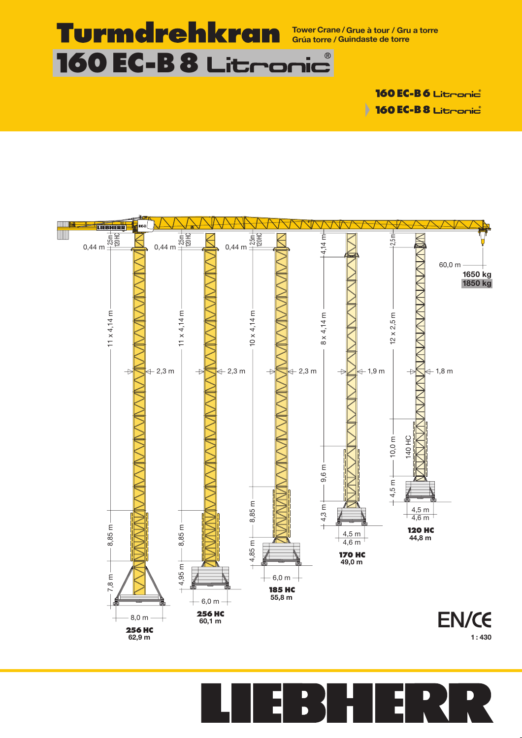# Turmdrehkran

Tower Crane / Grue à tour / Gru a torre
Grúa torre / Guindaste de torre

# 160 EC-B 8 Litronic®

160 EC-B 6 Litronic®

160 EC-B 8 Litronic®

0,44 m | 2,5 m 120 HC | 11 x 4,14 m | 2,3 m | 8,85 m | 7,8 m | 8,0 m

**256 HC**
62,9 m

0,44 m | 2,5 m 120 HC | 11 x 4,14 m | 2,3 m | 8,85 m | 4,95 m | 6,0 m

**256 HC**
60,1 m

0,44 m | 2,5 m 120 HC | 10 x 4,14 m | 2,3 m | 8,85 m | 4,85 m | 6,0 m

**185 HC**
55,8 m

4,14 m | 8 x 4,14 m | 1,9 m | 9,6 m | 4,3 m | 4,5 m | 4,6 m

**170 HC**
49,0 m

2,5 m | 12 x 2,5 m | 1,8 m | 10,0 m | 140 HC | 4,5 m | 4,5 m | 4,6 m

**120 HC**
44,8 m

60,0 m
1650 kg
1850 kg

EN/CE

1 : 430

LIEBHERR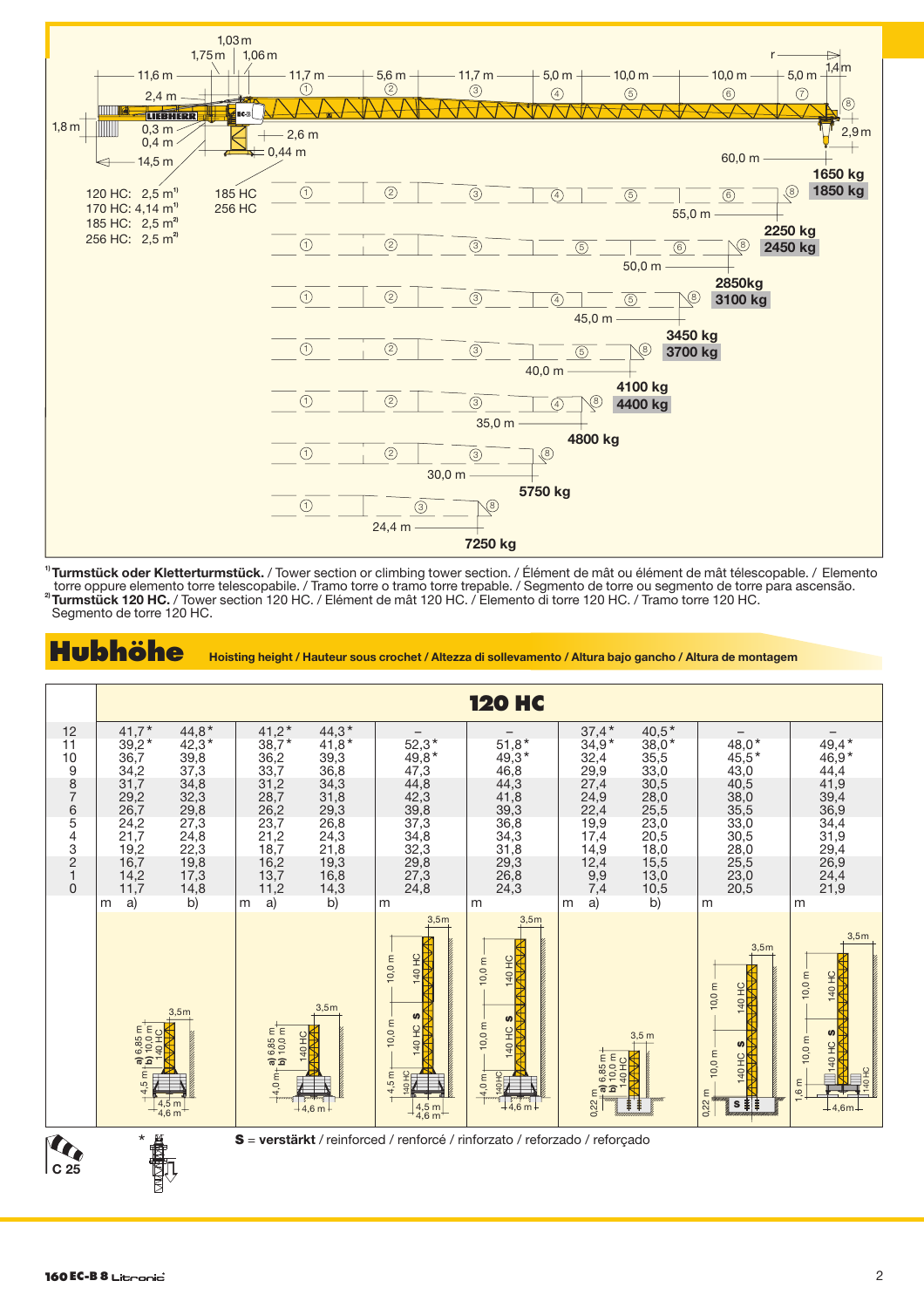1,03 m
1,75 m | 1,06 m

11,6 m — 11,7 m ① — 5,6 m ② — 11,7 m ③ — 5,0 m ④ — 10,0 m ⑤ — 10,0 m ⑥ — 5,0 m ⑦ — r — 1,4 m ⑧

2,4 m
1,8 m
0,3 m
0,4 m
2,6 m
0,44 m
14,5 m
2,9 m

120 HC: 2,5 m³ [1]
170 HC: 4,14 m³ [1]
185 HC: 2,5 m³ [2]
256 HC: 2,5 m³ [2]

185 HC
256 HC

| Ausleger | Segmente | Last an der Spitze |
|---|---|---|
| 60,0 m | ① ② ③ ④ ⑤ ⑥ ⑧ | 1650 kg / 1850 kg |
| 55,0 m | ① ② ③ ⑤ ⑥ ⑧ | 2250 kg / 2450 kg |
| 50,0 m | ① ② ③ ④ ⑤ ⑧ | 2850 kg / 3100 kg |
| 45,0 m | ① ② ③ ⑤ ⑧ | 3450 kg / 3700 kg |
| 40,0 m | ① ② ③ ④ ⑧ | 4100 kg / 4400 kg |
| 35,0 m | ① ② ③ ⑧ | 4800 kg |
| 30,0 m | ① ③ ⑧ | 5750 kg |
| 24,4 m | | 7250 kg |

[1] **Turmstück oder Kletterturmstück.** / Tower section or climbing tower section. / Élément de mât ou élément de mât télescopable. / Elemento torre oppure elemento torre telescopabile. / Tramo torre o tramo torre trepable. / Segmento de torre ou segmento de torre para ascensão.
[2] **Turmstück 120 HC.** / Tower section 120 HC. / Elément de mât 120 HC. / Elemento di torre 120 HC. / Tramo torre 120 HC. Segmento de torre 120 HC.

## Hubhöhe

**Hoisting height / Hauteur sous crochet / Altezza di sollevamento / Altura bajo gancho / Altura de montagem**

| | 120 HC | | | | | | | | | | |
|---|---|---|---|---|---|---|---|---|---|---|---|
| | m a) | b) | m a) | b) | m | m | m a) | b) | m | m |
| 12 | 41,7* | 44,8* | 41,2* | 44,3* | – | – | 37,4* | 40,5* | – | – |
| 11 | 39,2* | 42,3* | 38,7* | 41,8* | 52,3* | 51,8* | 34,9* | 38,0* | 48,0* | 49,4* |
| 10 | 36,7 | 39,8 | 36,2 | 39,3 | 49,8* | 49,3* | 32,4 | 35,5 | 45,5* | 46,9* |
| 9 | 34,2 | 37,3 | 33,7 | 36,8 | 47,3 | 46,8 | 29,9 | 33,0 | 43,0 | 44,4 |
| 8 | 31,7 | 34,8 | 31,2 | 34,3 | 44,8 | 44,3 | 27,4 | 30,5 | 40,5 | 41,9 |
| 7 | 29,2 | 32,3 | 28,7 | 31,8 | 42,3 | 41,8 | 24,9 | 28,0 | 38,0 | 39,4 |
| 6 | 26,7 | 29,8 | 26,2 | 29,3 | 39,8 | 39,3 | 22,4 | 25,5 | 35,5 | 36,9 |
| 5 | 24,2 | 27,3 | 23,7 | 26,8 | 37,3 | 36,8 | 19,9 | 23,0 | 33,0 | 34,4 |
| 4 | 21,7 | 24,8 | 21,2 | 24,3 | 34,8 | 34,3 | 17,4 | 20,5 | 30,5 | 31,9 |
| 3 | 19,2 | 22,3 | 18,7 | 21,8 | 32,3 | 31,8 | 14,9 | 18,0 | 28,0 | 29,4 |
| 2 | 16,7 | 19,8 | 16,2 | 19,3 | 29,8 | 29,3 | 12,4 | 15,5 | 25,5 | 26,9 |
| 1 | 14,2 | 17,3 | 13,7 | 16,8 | 27,3 | 26,8 | 9,9 | 13,0 | 23,0 | 24,4 |
| 0 | 11,7 | 14,8 | 11,2 | 14,3 | 24,8 | 24,3 | 7,4 | 10,5 | 20,5 | 21,9 |

C 25

**S** = **verstärkt** / reinforced / renforcé / rinforzato / reforzado / reforçado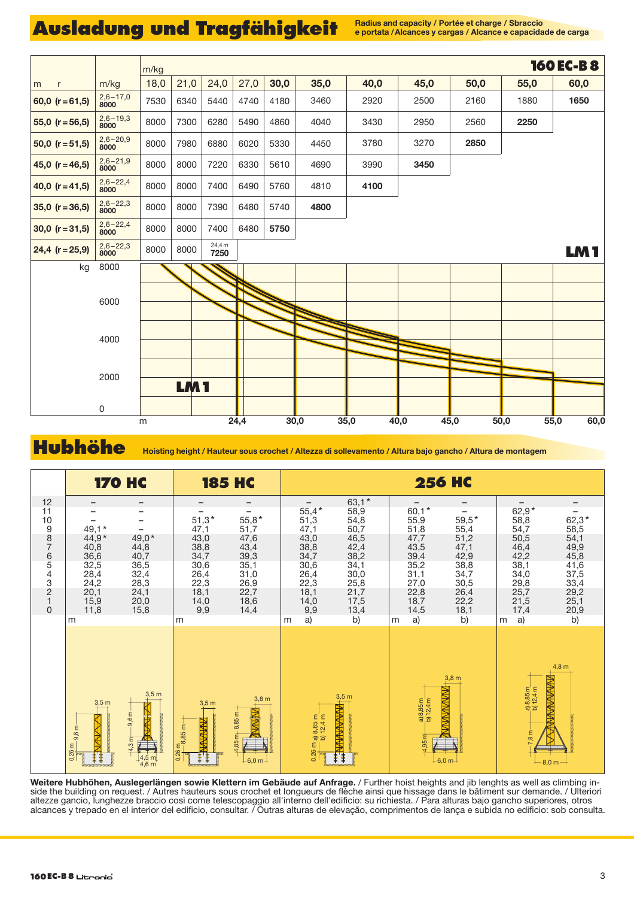# Ausladung und Tragfähigkeit

Radius and capacity / Portée et charge / Sbraccio e portata / Alcances y cargas / Alcance e capacidade de carga

**160 EC-B 8**

| m r | m/kg | 18,0 | 21,0 | 24,0 | 27,0 | 30,0 | 35,0 | 40,0 | 45,0 | 50,0 | 55,0 | 60,0 |
|---|---|---|---|---|---|---|---|---|---|---|---|---|
| 60,0 (r = 61,5) | 2,6 – 17,0 8000 | 7530 | 6340 | 5440 | 4740 | 4180 | 3460 | 2920 | 2500 | 2160 | 1880 | **1650** |
| 55,0 (r = 56,5) | 2,6 – 19,3 8000 | 8000 | 7300 | 6280 | 5490 | 4860 | 4040 | 3430 | 2950 | 2560 | **2250** | |
| 50,0 (r = 51,5) | 2,6 – 20,9 8000 | 8000 | 7980 | 6880 | 6020 | 5330 | 4450 | 3780 | 3270 | **2850** | | |
| 45,0 (r = 46,5) | 2,6 – 21,9 8000 | 8000 | 8000 | 7220 | 6330 | 5610 | 4690 | 3990 | **3450** | | | |
| 40,0 (r = 41,5) | 2,6 – 22,4 8000 | 8000 | 8000 | 7400 | 6490 | 5760 | 4810 | **4100** | | | | |
| 35,0 (r = 36,5) | 2,6 – 22,3 8000 | 8000 | 8000 | 7390 | 6480 | 5740 | **4800** | | | | | |
| 30,0 (r = 31,5) | 2,6 – 22,4 8000 | 8000 | 8000 | 7400 | 6480 | **5750** | | | | | | |
| 24,4 (r = 25,9) | 2,6 – 22,3 8000 | 8000 | 8000 | 24,4 m **7250** | | | | | | | | |

**LM 1**

# Hubhöhe

Hoisting height / Hauteur sous crochet / Altezza di sollevamento / Altura bajo gancho / Altura de montagem

| | 170 HC | | 185 HC | | 256 HC | | | | | |
|---|---|---|---|---|---|---|---|---|---|---|
| | | | | | a) | b) | a) | b) | a) | b) |
| 12 | – | – | – | – | – | 63,1 * | – | – | – | – |
| 11 | – | – | – | – | 55,4 * | 58,9 | 60,1 * | – | 62,9 * | – |
| 10 | – | – | 51,3 * | 55,8 * | 51,3 | 54,8 | 55,9 | 59,5 * | 58,8 | 62,3 * |
| 9 | 49,1 * | – | 47,1 | 51,7 | 47,1 | 50,7 | 51,8 | 55,4 | 54,7 | 58,5 |
| 8 | 44,9 * | 49,0 * | 43,0 | 47,6 | 43,0 | 46,5 | 47,7 | 51,2 | 50,5 | 54,1 |
| 7 | 40,8 | 44,8 | 38,8 | 43,4 | 38,8 | 42,4 | 43,5 | 47,1 | 46,4 | 49,9 |
| 6 | 36,6 | 40,7 | 34,7 | 39,3 | 34,7 | 38,2 | 39,4 | 42,9 | 42,2 | 45,8 |
| 5 | 32,5 | 36,5 | 30,6 | 35,1 | 30,6 | 34,1 | 35,2 | 38,8 | 38,1 | 41,6 |
| 4 | 28,4 | 32,4 | 26,4 | 31,0 | 26,4 | 30,0 | 31,1 | 34,7 | 34,0 | 37,5 |
| 3 | 24,2 | 28,3 | 22,3 | 26,9 | 22,3 | 25,8 | 27,0 | 30,5 | 29,8 | 33,4 |
| 2 | 20,1 | 24,1 | 18,1 | 22,7 | 18,1 | 21,7 | 22,8 | 26,4 | 25,7 | 29,2 |
| 1 | 15,9 | 20,0 | 14,0 | 18,6 | 14,0 | 17,5 | 18,7 | 22,2 | 21,5 | 25,1 |
| 0 | 11,8 | 15,8 | 9,9 | 14,4 | 9,9 | 13,4 | 14,5 | 18,1 | 17,4 | 20,9 |
| | m | | m | | m | | m | | m | |

**Weitere Hubhöhen, Auslegerlängen sowie Klettern im Gebäude auf Anfrage.** / Further hoist heights and jib lengths as well as climbing inside the building on request. / Autres hauteurs sous crochet et longueurs de flèche ainsi que hissage dans le bâtiment sur demande. / Ulteriori altezze gancio, lunghezze braccio così come telescopaggio all'interno dell'edificio: su richiesta. / Para alturas bajo gancho superiores, otros alcances y trepado en el interior del edificio, consultar. / Outras alturas de elevação, comprimentos de lança e subida no edifício: sob consulta.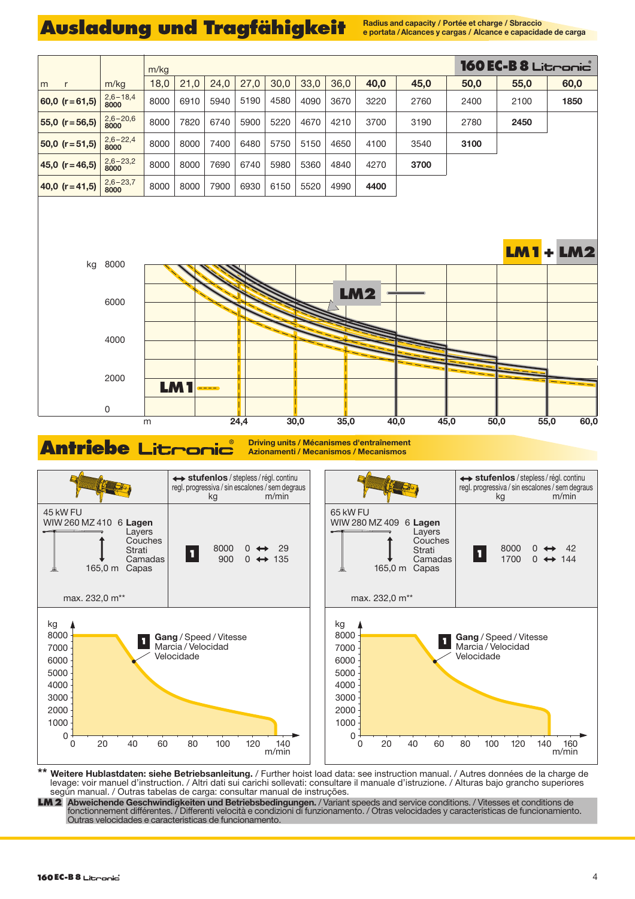# Ausladung und Tragfähigkeit

Radius and capacity / Portée et charge / Sbraccio e portata / Alcances y cargas / Alcance e capacidade de carga

**160 EC-B 8 Litronic®**

| m r | m/kg | 18,0 | 21,0 | 24,0 | 27,0 | 30,0 | 33,0 | 36,0 | 40,0 | 45,0 | 50,0 | 55,0 | 60,0 |
|---|---|---|---|---|---|---|---|---|---|---|---|---|---|
| 60,0 (r = 61,5) | 2,6 – 18,4 8000 | 8000 | 6910 | 5940 | 5190 | 4580 | 4090 | 3670 | 3220 | 2760 | 2400 | 2100 | **1850** |
| 55,0 (r = 56,5) | 2,6 – 20,6 8000 | 8000 | 7820 | 6740 | 5900 | 5220 | 4670 | 4210 | 3700 | 3190 | 2780 | **2450** | |
| 50,0 (r = 51,5) | 2,6 – 22,4 8000 | 8000 | 8000 | 7400 | 6480 | 5750 | 5150 | 4650 | 4100 | 3540 | **3100** | | |
| 45,0 (r = 46,5) | 2,6 – 23,2 8000 | 8000 | 8000 | 7690 | 6740 | 5980 | 5360 | 4840 | 4270 | **3700** | | | |
| 40,0 (r = 41,5) | 2,6 – 23,7 8000 | 8000 | 8000 | 7900 | 6930 | 6150 | 5520 | 4990 | **4400** | | | | |

LM 1 + LM 2

LM 2 ———

LM 1 - - -

kg: 8000, 6000, 4000, 2000, 0

m: 24,4 · 30,0 · 35,0 · 40,0 · 45,0 · 50,0 · 55,0 · 60,0

# Antriebe Litronic®

Driving units / Mécanismes d'entraînement / Azionamenti / Mecanismos / Mecanismos

| | ↔ **stufenlos** / stepless / régl. continu / regl. progressiva / sin escalones / sem degraus<br>kg m/min |
|---|---|
| 45 kW FU<br>WIW 260 MZ 410 6 **Lagen** Layers Couches Strati Camadas Capas<br>165,0 m<br>max. 232,0 m** | **1** 8000 0 ↔ 29<br>900 0 ↔ 135 |

| | ↔ **stufenlos** / stepless / régl. continu / regl. progressiva / sin escalones / sem degraus<br>kg m/min |
|---|---|
| 65 kW FU<br>WIW 280 MZ 409 6 **Lagen** Layers Couches Strati Camadas Capas<br>165,0 m<br>max. 232,0 m** | **1** 8000 0 ↔ 42<br>1700 0 ↔ 144 |

**1** **Gang** / Speed / Vitesse / Marcia / Velocidad / Velocidade

** **Weitere Hublastdaten: siehe Betriebsanleitung.** / Further hoist load data: see instruction manual. / Autres données de la charge de levage: voir manuel d'instruction. / Altri dati sui carichi sollevati: consultare il manuale d'istruzione. / Alturas bajo grancho superiores según manual. / Outras tabelas de carga: consultar manual de instruções.

**LM 2** **Abweichende Geschwindigkeiten und Betriebsbedingungen.** / Variant speeds and service conditions. / Vitesses et conditions de fonctionnement différentes. / Differenti velocità e condizioni di funzionamento. / Otras velocidades y características de funcionamiento. Outras velocidades e caracteristicas de funcionamento.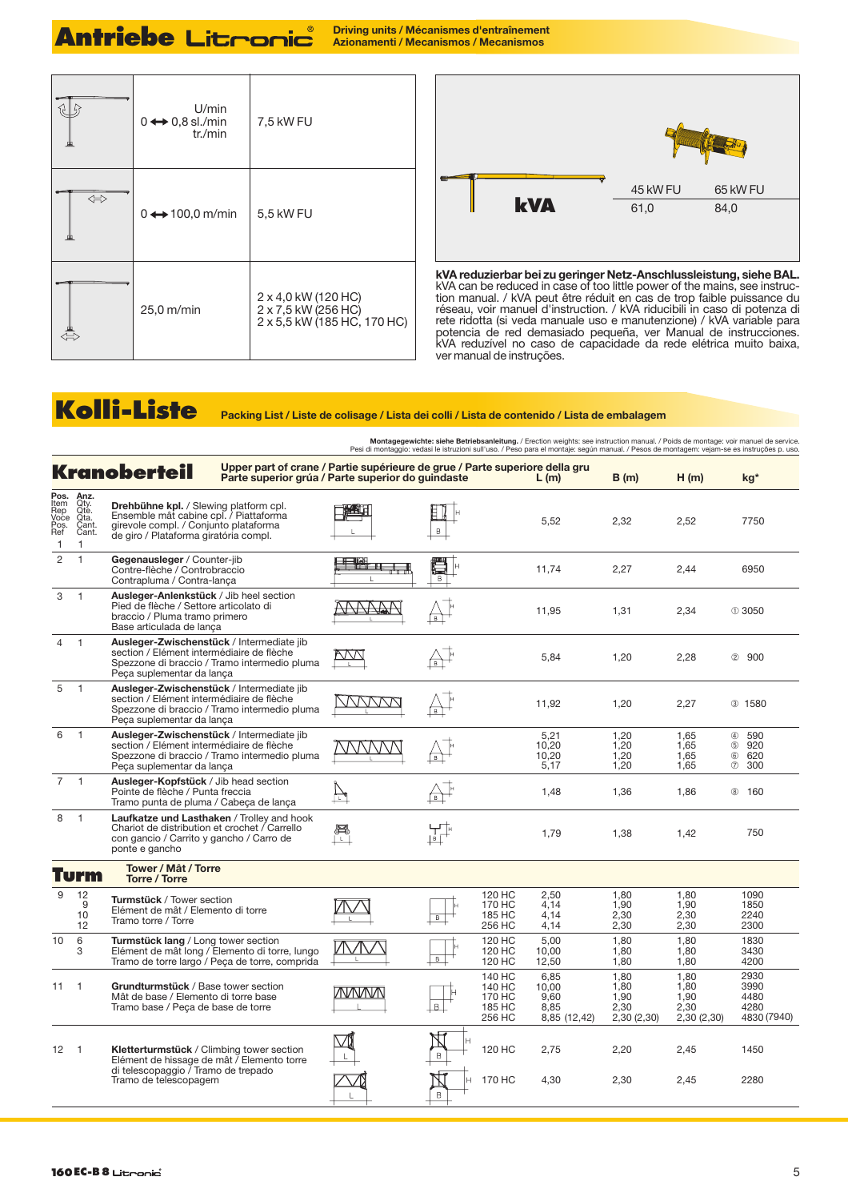# Antriebe Litronic®

**Driving units / Mécanismes d'entraînement**
**Azionamenti / Mecanismos / Mecanismos**

| | | |
|---|---|---|
| | 0 ↔ 0,8 U/min sl./min tr./min | 7,5 kW FU |
| | 0 ↔ 100,0 m/min | 5,5 kW FU |
| | 25,0 m/min | 2 x 4,0 kW (120 HC)<br>2 x 7,5 kW (256 HC)<br>2 x 5,5 kW (185 HC, 170 HC) |

| | 45 kW FU | 65 kW FU |
|---|---|---|
| kVA | 61,0 | 84,0 |

**kVA reduzierbar bei zu geringer Netz-Anschlussleistung, siehe BAL.**
kVA can be reduced in case of too little power of the mains, see instruction manual. / kVA peut être réduit en cas de trop faible puissance du réseau, voir manuel d'instruction. / kVA riducibili in caso di potenza di rete ridotta (si veda manuale uso e manutenzione) / kVA variable para potencia de red demasiado pequeña, ver Manual de instrucciones. kVA reduzível no caso de capacidade da rede elétrica muito baixa, ver manual de instruções.

# Kolli-Liste

**Packing List / Liste de colisage / Lista dei colli / Lista de contenido / Lista de embalagem**

**Montagegewichte: siehe Betriebsanleitung.** / Erection weights: see instruction manual. / Poids de montage: voir manuel de service.
Pesi di montaggio: vedasi le istruzioni sull'uso. / Peso para el montaje: según manual. / Pesos de montagem: vejam-se es instruções p. uso.

## Kranoberteil

Upper part of crane / Partie supérieure de grue / Parte superiore della gru
Parte superior grúa / Parte superior do guindaste

| Pos. Item Rep Voce Pos. Ref | Anz. Qty. Qté. Qta. Cant. Cant. | | | L (m) | B (m) | H (m) | kg* |
|---|---|---|---|---|---|---|---|
| 1 | 1 | **Drehbühne kpl.** / Slewing platform cpl. Ensemble mât cabine cpl. / Piattaforma girevole compl. / Conjunto plataforma de giro / Plataforma giratória compl. | | 5,52 | 2,32 | 2,52 | 7750 |
| 2 | 1 | **Gegenausleger** / Counter-jib Contre-flèche / Controbraccio Contrapluma / Contra-lança | | 11,74 | 2,27 | 2,44 | 6950 |
| 3 | 1 | **Ausleger-Anlenkstück** / Jib heel section Pied de flèche / Settore articolato di braccio / Pluma tramo primero Base articulada de lança | | 11,95 | 1,31 | 2,34 | ① 3050 |
| 4 | 1 | **Ausleger-Zwischenstück** / Intermediate jib section / Elément intermédiaire de flèche Spezzone di braccio / Tramo intermedio pluma Peça suplementar da lança | | 5,84 | 1,20 | 2,28 | ② 900 |
| 5 | 1 | **Ausleger-Zwischenstück** / Intermediate jib section / Elément intermédiaire de flèche Spezzone di braccio / Tramo intermedio pluma Peça suplementar da lança | | 11,92 | 1,20 | 2,27 | ③ 1580 |
| 6 | 1 | **Ausleger-Zwischenstück** / Intermediate jib section / Elément intermédiaire de flèche Spezzone di braccio / Tramo intermedio pluma Peça suplementar da lança | | 5,21<br>10,20<br>10,20<br>5,17 | 1,20<br>1,20<br>1,20<br>1,20 | 1,65<br>1,65<br>1,65<br>1,65 | ④ 590<br>⑤ 920<br>⑥ 620<br>⑦ 300 |
| 7 | 1 | **Ausleger-Kopfstück** / Jib head section Pointe de flèche / Punta freccia Tramo punta de pluma / Cabeça de lança | | 1,48 | 1,36 | 1,86 | ⑧ 160 |
| 8 | 1 | **Laufkatze und Lasthaken** / Trolley and hook Chariot de distribution et crochet / Carrello con gancio / Carrito y gancho / Carro de ponte e gancho | | 1,79 | 1,38 | 1,42 | 750 |

## Turm

Tower / Mât / Torre
Torre / Torre

| Pos. | Anz. | | | L (m) | B (m) | H (m) | kg* |
|---|---|---|---|---|---|---|---|
| 9 | 12<br>9<br>10<br>12 | **Turmstück** / Tower section Elément de mât / Elemento di torre Tramo torre / Torre | 120 HC<br>170 HC<br>185 HC<br>256 HC | 2,50<br>4,14<br>4,14<br>4,14 | 1,80<br>1,90<br>2,30<br>2,30 | 1,80<br>1,90<br>2,30<br>2,30 | 1090<br>1850<br>2240<br>2300 |
| 10 | 6<br>3 | **Turmstück lang** / Long tower section Elément de mât long / Elemento di torre, lungo Tramo de torre largo / Peça de torre, comprida | 120 HC<br>120 HC<br>120 HC | 5,00<br>10,00<br>12,50 | 1,80<br>1,80<br>1,80 | 1,80<br>1,80<br>1,80 | 1830<br>3430<br>4200 |
| 11 | 1 | **Grundturmstück** / Base tower section Mât de base / Elemento di torre base Tramo base / Peça de base de torre | 140 HC<br>140 HC<br>170 HC<br>185 HC<br>256 HC | 6,85<br>10,00<br>9,60<br>8,85<br>8,85 (12,42) | 1,80<br>1,80<br>1,90<br>2,30<br>2,30 (2,30) | 1,80<br>1,80<br>1,90<br>2,30<br>2,30 (2,30) | 2930<br>3990<br>4480<br>4280<br>4830 (7940) |
| 12 | 1 | **Kletterturmstück** / Climbing tower section Elément de hissage de mât / Elemento torre di telescopaggio / Tramo de trepado Tramo de telescopagem | 120 HC<br>170 HC | 2,75<br>4,30 | 2,20<br>2,30 | 2,45<br>2,45 | 1450<br>2280 |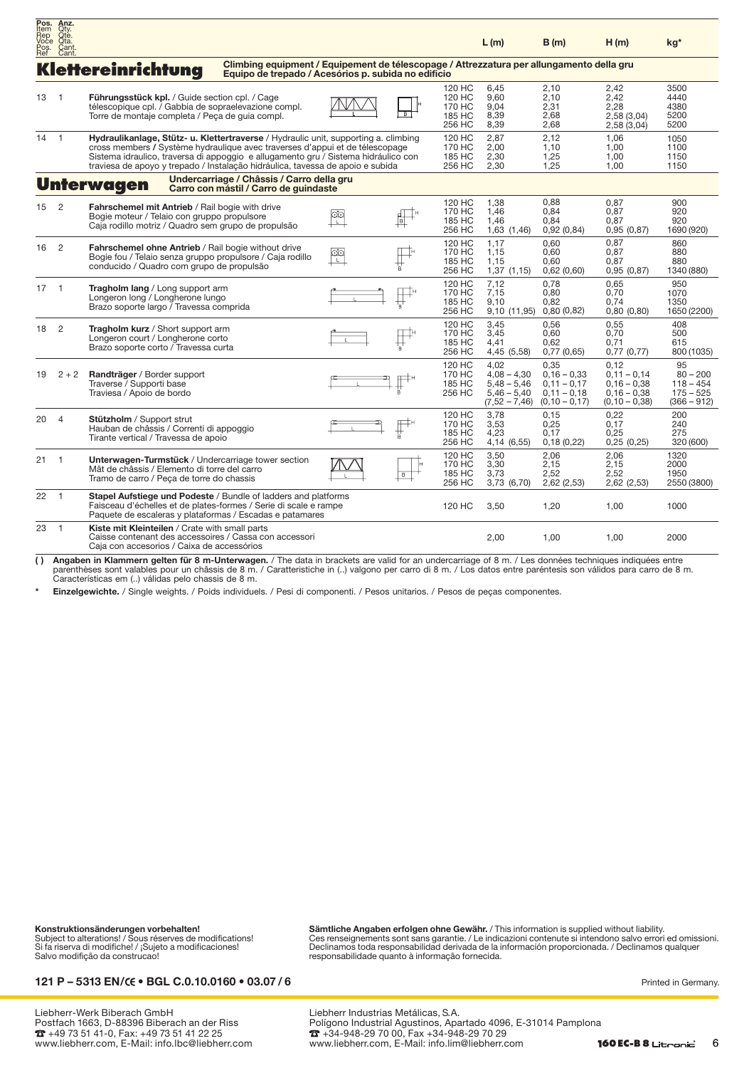| Pos. Item Rep Voce Pos. Ref | Anz. Qty. Qté. Qta. Cant. Cant. | | | L (m) | B (m) | H (m) | kg* |
|---|---|---|---|---|---|---|---|

## Klettereinrichtung

Climbing equipment / Equipement de télescopage / Attrezzatura per allungamento della gru
Equipo de trepado / Acesórios p. subida no edifício

| Pos. | Anz. | | | L (m) | B (m) | H (m) | kg* |
|---|---|---|---|---|---|---|---|
| 13 | 1 | **Führungsstück kpl.** / Guide section cpl. / Cage télescopique cpl. / Gabbia de sopraelevazione compl. Torre de montaje completa / Peça de guia compl. | 120 HC<br>120 HC<br>170 HC<br>185 HC<br>256 HC | 6,45<br>9,60<br>9,04<br>8,39<br>8,39 | 2,10<br>2,10<br>2,31<br>2,68<br>2,68 | 2,42<br>2,42<br>2,28<br>2,58 (3,04)<br>2,58 (3,04) | 3500<br>4440<br>4380<br>5200<br>5200 |
| 14 | 1 | **Hydraulikanlage, Stütz- u. Klettertraverse** / Hydraulic unit, supporting a. climbing cross members / Système hydraulique avec traverses d'appui et de télescopage Sistema idraulico, traversa di appoggio e allugamento gru / Sistema hidráulico con traviesa de apoyo y trepado / Instalação hidráulica, tavessa de apoio e subida | 120 HC<br>170 HC<br>185 HC<br>256 HC | 2,87<br>2,00<br>2,30<br>2,30 | 2,12<br>1,10<br>1,25<br>1,25 | 1,06<br>1,00<br>1,00<br>1,00 | 1050<br>1100<br>1150<br>1150 |

## Unterwagen

Undercarriage / Châssis / Carro della gru
Carro con mástil / Carro de guindaste

| Pos. | Anz. | | | L (m) | B (m) | H (m) | kg* |
|---|---|---|---|---|---|---|---|
| 15 | 2 | **Fahrschemel mit Antrieb** / Rail bogie with drive Bogie moteur / Telaio con gruppo propulsore Caja rodillo motriz / Quadro sem grupo de propulsão | 120 HC<br>170 HC<br>185 HC<br>256 HC | 1,38<br>1,46<br>1,46<br>1,63 (1,46) | 0,88<br>0,84<br>0,84<br>0,92 (0,84) | 0,87<br>0,87<br>0,87<br>0,95 (0,87) | 900<br>920<br>920<br>1690 (920) |
| 16 | 2 | **Fahrschemel ohne Antrieb** / Rail bogie without drive Bogie fou / Telaio senza gruppo propulsore / Caja rodillo conducido / Quadro com grupo de propulsão | 120 HC<br>170 HC<br>185 HC<br>256 HC | 1,17<br>1,15<br>1,15<br>1,37 (1,15) | 0,60<br>0,60<br>0,60<br>0,62 (0,60) | 0,87<br>0,87<br>0,87<br>0,95 (0,87) | 860<br>880<br>880<br>1340 (880) |
| 17 | 1 | **Tragholm lang** / Long support arm Longeron long / Longherone lungo Brazo soporte largo / Travessa comprida | 120 HC<br>170 HC<br>185 HC<br>256 HC | 7,12<br>7,15<br>9,10<br>9,10 (11,95) | 0,78<br>0,80<br>0,82<br>0,80 (0,82) | 0,65<br>0,70<br>0,74<br>0,80 (0,80) | 950<br>1070<br>1350<br>1650 (2200) |
| 18 | 2 | **Tragholm kurz** / Short support arm Longeron court / Longherone corto Brazo soporte corto / Travessa curta | 120 HC<br>170 HC<br>185 HC<br>256 HC | 3,45<br>3,45<br>4,41<br>4,45 (5,58) | 0,56<br>0,60<br>0,62<br>0,77 (0,65) | 0,55<br>0,70<br>0,71<br>0,77 (0,77) | 408<br>500<br>615<br>800 (1035) |
| 19 | 2 + 2 | **Randträger** / Border support Traverse / Supporti base Traviesa / Apoio de bordo | 120 HC<br>170 HC<br>185 HC<br>256 HC | 4,02<br>4,08 – 4,30<br>5,48 – 5,46<br>5,46 – 5,40<br>(7,52 – 7,46) | 0,35<br>0,16 – 0,33<br>0,11 – 0,17<br>0,11 – 0,18<br>(0,10 – 0,17) | 0,12<br>0,11 – 0,14<br>0,16 – 0,38<br>0,16 – 0,38<br>(0,10 – 0,38) | 95<br>80 – 200<br>118 – 454<br>175 – 525<br>(366 – 912) |
| 20 | 4 | **Stützholm** / Support strut Hauban de châssis / Correnti di appoggio Tirante vertical / Travessa de apoio | 120 HC<br>170 HC<br>185 HC<br>256 HC | 3,78<br>3,53<br>4,23<br>4,14 (6,55) | 0,15<br>0,25<br>0,17<br>0,18 (0,22) | 0,22<br>0,17<br>0,25<br>0,25 (0,25) | 200<br>240<br>275<br>320 (600) |
| 21 | 1 | **Unterwagen-Turmstück** / Undercarriage tower section Mât de châssis / Elemento di torre del carro Tramo de carro / Peça de torre do chassis | 120 HC<br>170 HC<br>185 HC<br>256 HC | 3,50<br>3,30<br>3,73<br>3,73 (6,70) | 2,06<br>2,15<br>2,52<br>2,62 (2,53) | 2,06<br>2,15<br>2,52<br>2,62 (2,53) | 1320<br>2000<br>1950<br>2550 (3800) |
| 22 | 1 | **Stapel Aufstiege und Podeste** / Bundle of ladders and platforms Faisceau d'échelles et de plates-formes / Serie di scale e rampe Paquete de escaleras y plataformas / Escadas e patamares | 120 HC | 3,50 | 1,20 | 1,00 | 1000 |
| 23 | 1 | **Kiste mit Kleinteilen** / Crate with small parts Caisse contenant des accessoires / Cassa con accessori Caja con accesorios / Caixa de accessórios | | 2,00 | 1,00 | 1,00 | 2000 |

( ) **Angaben in Klammern gelten für 8 m-Unterwagen.** / The data in brackets are valid for an undercarriage of 8 m. / Les données techniques indiquées entre parenthèses sont valables pour un châssis de 8 m. / Caratteristiche in (..) valgono per carro di 8 m. / Los datos entre paréntesis son válidos para carro de 8 m. Características em (..) válidas pelo chassis de 8 m.

\* **Einzelgewichte.** / Single weights. / Poids individuels. / Pesi di componenti. / Pesos unitarios. / Pesos de peças componentes.

**Konstruktionsänderungen vorbehalten!**
Subject to alterations! / Sous réserves de modifications!
Si fa riserva di modifiche! / ¡Sujeto a modificaciones!
Salvo modifição da construcao!

**Sämtliche Angaben erfolgen ohne Gewähr.** / This information is supplied without liability.
Ces renseignements sont sans garantie. / Le indicazioni contenute si intendono salvo errori ed omissioni.
Declinamos toda responsabilidad derivada de la información proporcionada. / Declinamos qualquer responsabilidade quanto à informação fornecida.

**121 P – 5313 EN/CE • BGL C.0.10.0160 • 03.07 / 6**

Printed in Germany.

Liebherr-Werk Biberach GmbH
Postfach 1663, D-88396 Biberach an der Riss
☎ +49 73 51 41-0, Fax: +49 73 51 41 22 25
www.liebherr.com, E-Mail: info.lbc@liebherr.com

Liebherr Industrias Metálicas, S.A.
Polígono Industrial Agustinos, Apartado 4096, E-31014 Pamplona
☎ +34-948-29 70 00, Fax +34-948-29 70 29
www.liebherr.com, E-Mail: info.lim@liebherr.com

160 EC-B 8 Litronic